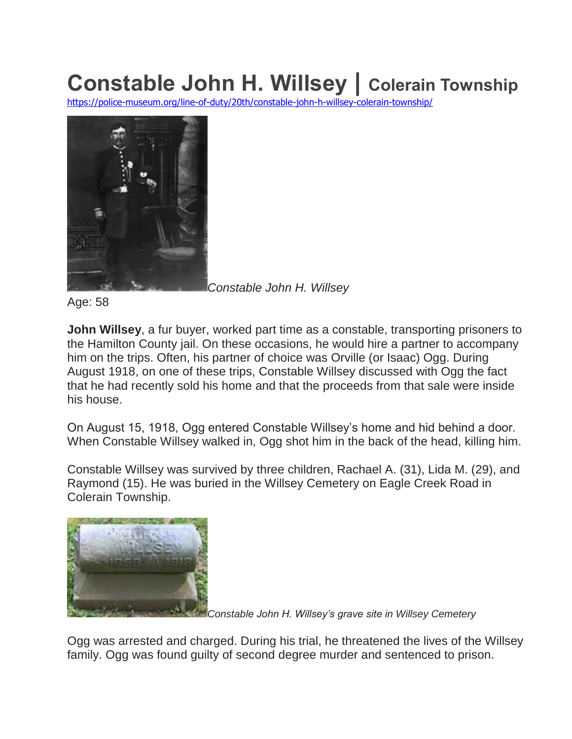# Constable John H. Willsey | Colerain Township

https://police-museum.org/line-of-duty/20th/constable-john-h-willsey-colerain-township/

*Constable John H. Willsey*

Age: 58

**John Willsey**, a fur buyer, worked part time as a constable, transporting prisoners to the Hamilton County jail. On these occasions, he would hire a partner to accompany him on the trips. Often, his partner of choice was Orville (or Isaac) Ogg. During August 1918, on one of these trips, Constable Willsey discussed with Ogg the fact that he had recently sold his home and that the proceeds from that sale were inside his house.

On August 15, 1918, Ogg entered Constable Willsey's home and hid behind a door. When Constable Willsey walked in, Ogg shot him in the back of the head, killing him.

Constable Willsey was survived by three children, Rachael A. (31), Lida M. (29), and Raymond (15). He was buried in the Willsey Cemetery on Eagle Creek Road in Colerain Township.

*Constable John H. Willsey's grave site in Willsey Cemetery*

Ogg was arrested and charged. During his trial, he threatened the lives of the Willsey family. Ogg was found guilty of second degree murder and sentenced to prison.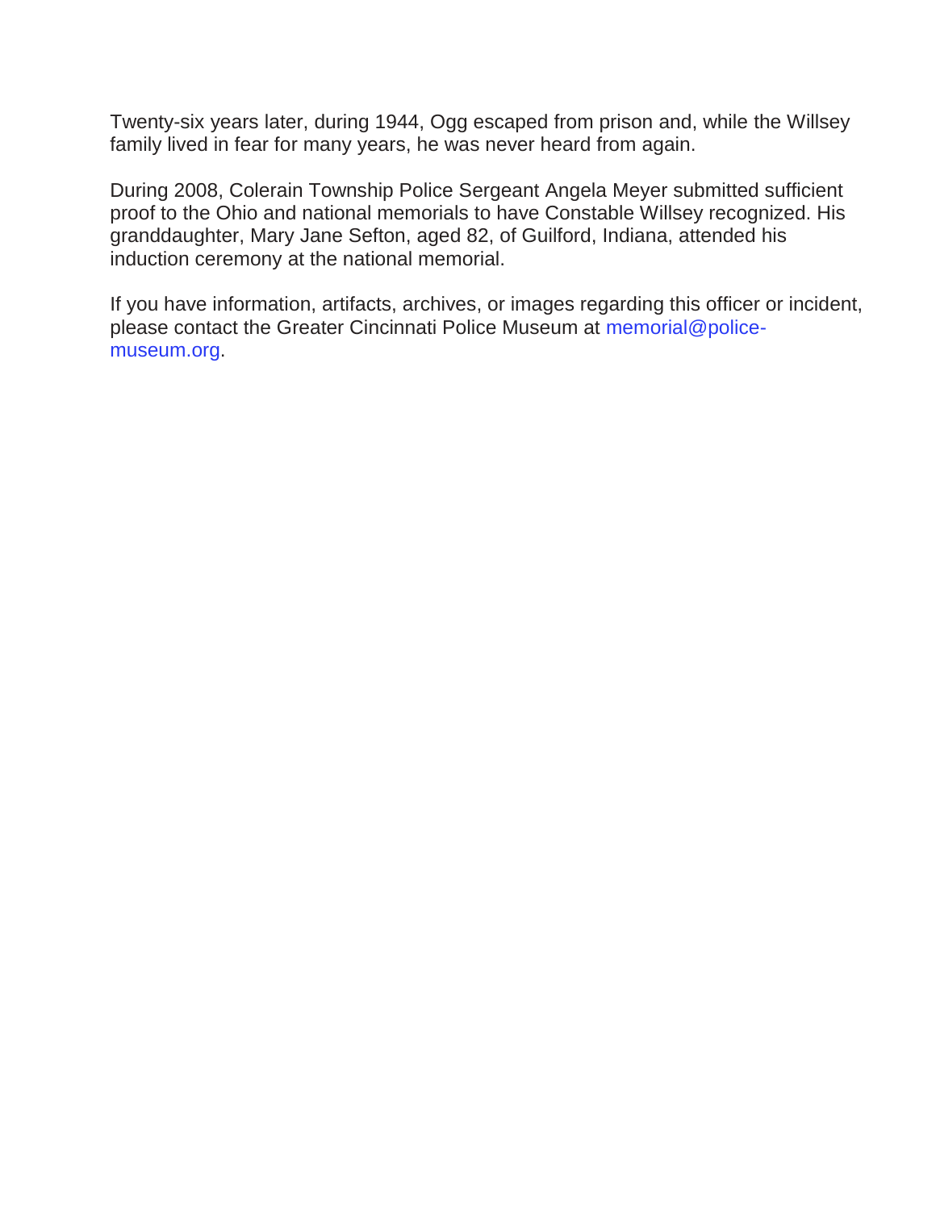Twenty-six years later, during 1944, Ogg escaped from prison and, while the Willsey family lived in fear for many years, he was never heard from again.

During 2008, Colerain Township Police Sergeant Angela Meyer submitted sufficient proof to the Ohio and national memorials to have Constable Willsey recognized. His granddaughter, Mary Jane Sefton, aged 82, of Guilford, Indiana, attended his induction ceremony at the national memorial.

If you have information, artifacts, archives, or images regarding this officer or incident, please contact the Greater Cincinnati Police Museum at memorial@police-museum.org.